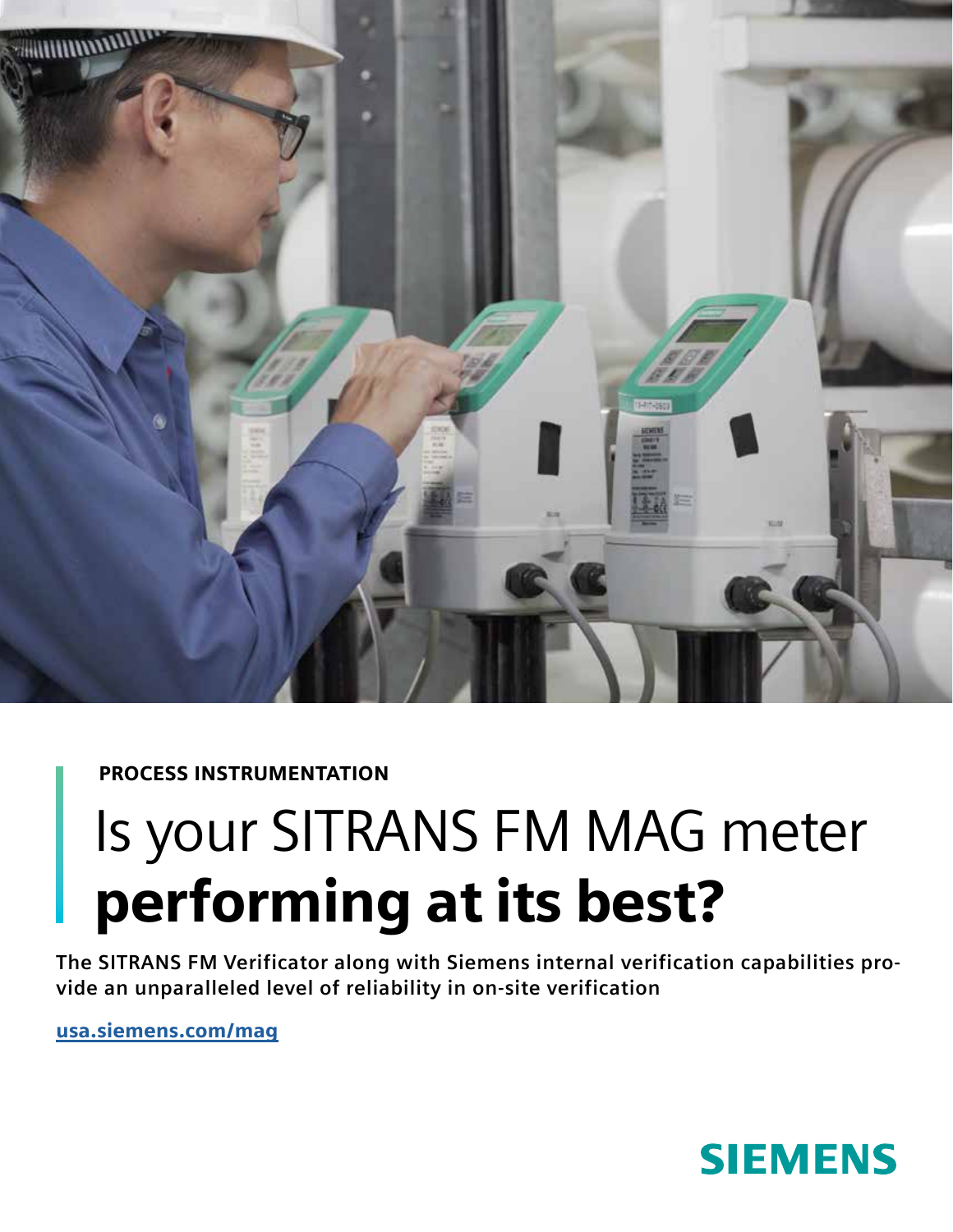PROCESS INSTRUMENTATION

# Is your SITRANS FM MAG meter **performing at its best?**

**The SITRANS FM Verificator along with Siemens internal verification capabilities provide an unparalleled level of reliability in on-site verification**

usa.siemens.com/mag

SIEMENS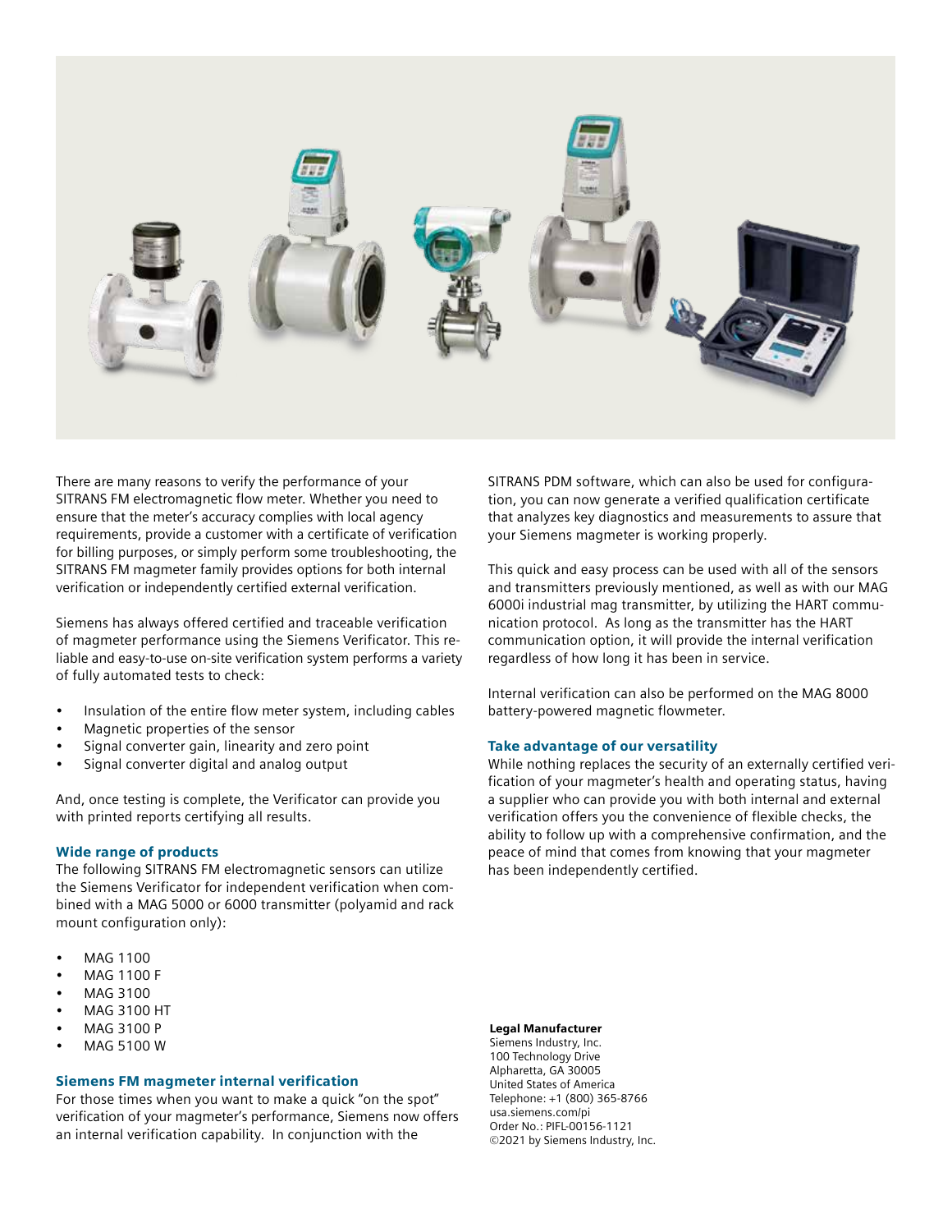There are many reasons to verify the performance of your SITRANS FM electromagnetic flow meter. Whether you need to ensure that the meter's accuracy complies with local agency requirements, provide a customer with a certificate of verification for billing purposes, or simply perform some troubleshooting, the SITRANS FM magmeter family provides options for both internal verification or independently certified external verification.

Siemens has always offered certified and traceable verification of magmeter performance using the Siemens Verificator. This reliable and easy-to-use on-site verification system performs a variety of fully automated tests to check:

- Insulation of the entire flow meter system, including cables
- Magnetic properties of the sensor
- Signal converter gain, linearity and zero point
- Signal converter digital and analog output

And, once testing is complete, the Verificator can provide you with printed reports certifying all results.

### Wide range of products

The following SITRANS FM electromagnetic sensors can utilize the Siemens Verificator for independent verification when combined with a MAG 5000 or 6000 transmitter (polyamid and rack mount configuration only):

- MAG 1100
- MAG 1100 F
- MAG 3100
- MAG 3100 HT
- MAG 3100 P
- MAG 5100 W

### Siemens FM magmeter internal verification

For those times when you want to make a quick "on the spot" verification of your magmeter's performance, Siemens now offers an internal verification capability. In conjunction with the SITRANS PDM software, which can also be used for configuration, you can now generate a verified qualification certificate that analyzes key diagnostics and measurements to assure that your Siemens magmeter is working properly.

This quick and easy process can be used with all of the sensors and transmitters previously mentioned, as well as with our MAG 6000i industrial mag transmitter, by utilizing the HART communication protocol. As long as the transmitter has the HART communication option, it will provide the internal verification regardless of how long it has been in service.

Internal verification can also be performed on the MAG 8000 battery-powered magnetic flowmeter.

### Take advantage of our versatility

While nothing replaces the security of an externally certified verification of your magmeter's health and operating status, having a supplier who can provide you with both internal and external verification offers you the convenience of flexible checks, the ability to follow up with a comprehensive confirmation, and the peace of mind that comes from knowing that your magmeter has been independently certified.

**Legal Manufacturer**
Siemens Industry, Inc.
100 Technology Drive
Alpharetta, GA 30005
United States of America
Telephone: +1 (800) 365-8766
usa.siemens.com/pi
Order No.: PIFL-00156-1121
©2021 by Siemens Industry, Inc.